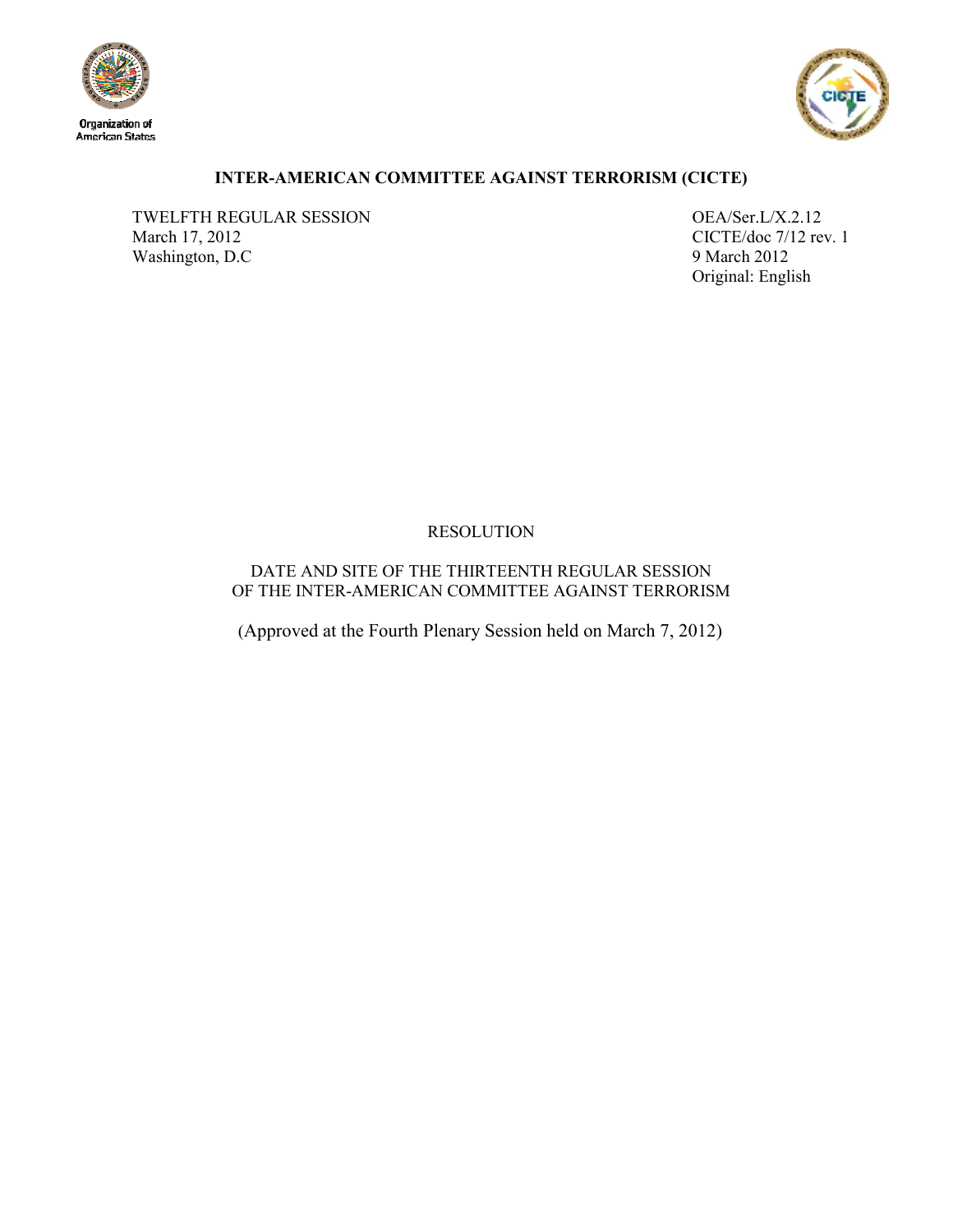Organization of American States

**INTER-AMERICAN COMMITTEE AGAINST TERRORISM (CICTE)**

TWELFTH REGULAR SESSION
March 17, 2012
Washington, D.C

OEA/Ser.L/X.2.12
CICTE/doc 7/12 rev. 1
9 March 2012
Original: English

RESOLUTION

DATE AND SITE OF THE THIRTEENTH REGULAR SESSION
OF THE INTER-AMERICAN COMMITTEE AGAINST TERRORISM

(Approved at the Fourth Plenary Session held on March 7, 2012)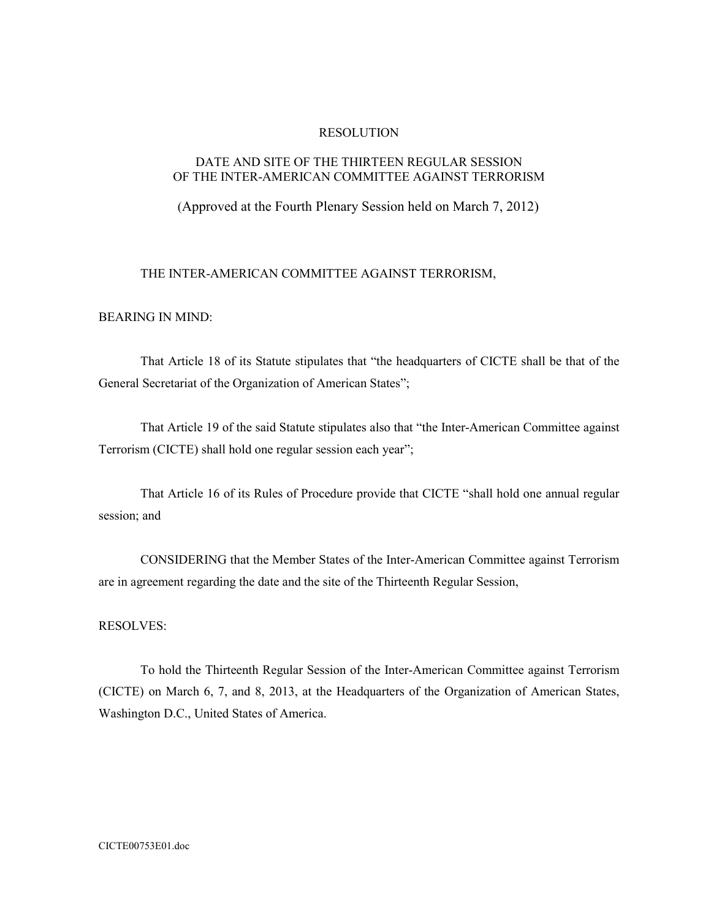# RESOLUTION

## DATE AND SITE OF THE THIRTEEN REGULAR SESSION OF THE INTER-AMERICAN COMMITTEE AGAINST TERRORISM

(Approved at the Fourth Plenary Session held on March 7, 2012)

THE INTER-AMERICAN COMMITTEE AGAINST TERRORISM,

BEARING IN MIND:

That Article 18 of its Statute stipulates that "the headquarters of CICTE shall be that of the General Secretariat of the Organization of American States";

That Article 19 of the said Statute stipulates also that "the Inter-American Committee against Terrorism (CICTE) shall hold one regular session each year";

That Article 16 of its Rules of Procedure provide that CICTE "shall hold one annual regular session; and

CONSIDERING that the Member States of the Inter-American Committee against Terrorism are in agreement regarding the date and the site of the Thirteenth Regular Session,

RESOLVES:

To hold the Thirteenth Regular Session of the Inter-American Committee against Terrorism (CICTE) on March 6, 7, and 8, 2013, at the Headquarters of the Organization of American States, Washington D.C., United States of America.

CICTE00753E01.doc